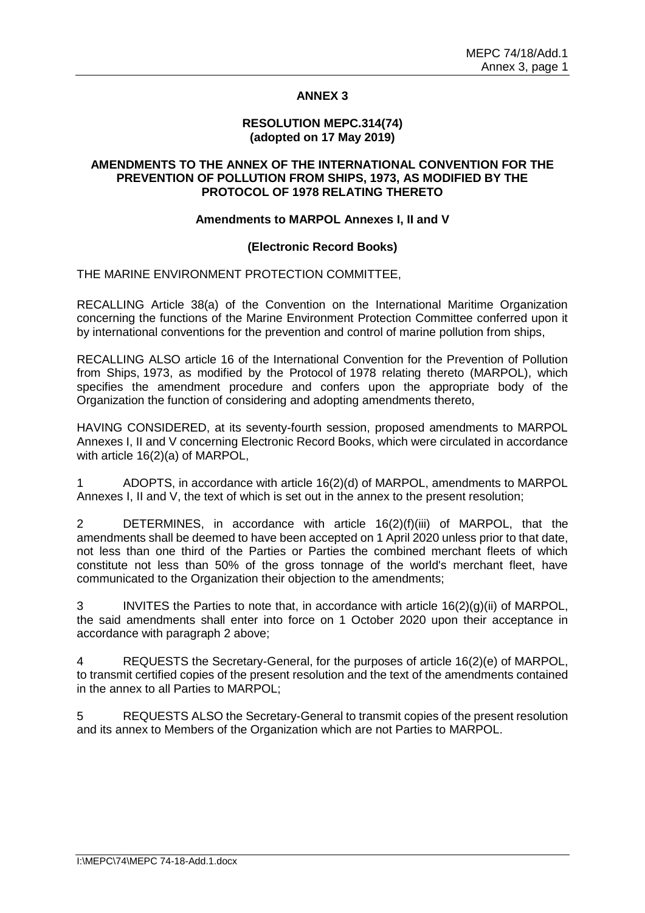## ANNEX 3

### RESOLUTION MEPC.314(74)
### (adopted on 17 May 2019)

### AMENDMENTS TO THE ANNEX OF THE INTERNATIONAL CONVENTION FOR THE PREVENTION OF POLLUTION FROM SHIPS, 1973, AS MODIFIED BY THE PROTOCOL OF 1978 RELATING THERETO

**Amendments to MARPOL Annexes I, II and V**

**(Electronic Record Books)**

THE MARINE ENVIRONMENT PROTECTION COMMITTEE,

RECALLING Article 38(a) of the Convention on the International Maritime Organization concerning the functions of the Marine Environment Protection Committee conferred upon it by international conventions for the prevention and control of marine pollution from ships,

RECALLING ALSO article 16 of the International Convention for the Prevention of Pollution from Ships, 1973, as modified by the Protocol of 1978 relating thereto (MARPOL), which specifies the amendment procedure and confers upon the appropriate body of the Organization the function of considering and adopting amendments thereto,

HAVING CONSIDERED, at its seventy-fourth session, proposed amendments to MARPOL Annexes I, II and V concerning Electronic Record Books, which were circulated in accordance with article 16(2)(a) of MARPOL,

1 ADOPTS, in accordance with article 16(2)(d) of MARPOL, amendments to MARPOL Annexes I, II and V, the text of which is set out in the annex to the present resolution;

2 DETERMINES, in accordance with article 16(2)(f)(iii) of MARPOL, that the amendments shall be deemed to have been accepted on 1 April 2020 unless prior to that date, not less than one third of the Parties or Parties the combined merchant fleets of which constitute not less than 50% of the gross tonnage of the world's merchant fleet, have communicated to the Organization their objection to the amendments;

3 INVITES the Parties to note that, in accordance with article 16(2)(g)(ii) of MARPOL, the said amendments shall enter into force on 1 October 2020 upon their acceptance in accordance with paragraph 2 above;

4 REQUESTS the Secretary-General, for the purposes of article 16(2)(e) of MARPOL, to transmit certified copies of the present resolution and the text of the amendments contained in the annex to all Parties to MARPOL;

5 REQUESTS ALSO the Secretary-General to transmit copies of the present resolution and its annex to Members of the Organization which are not Parties to MARPOL.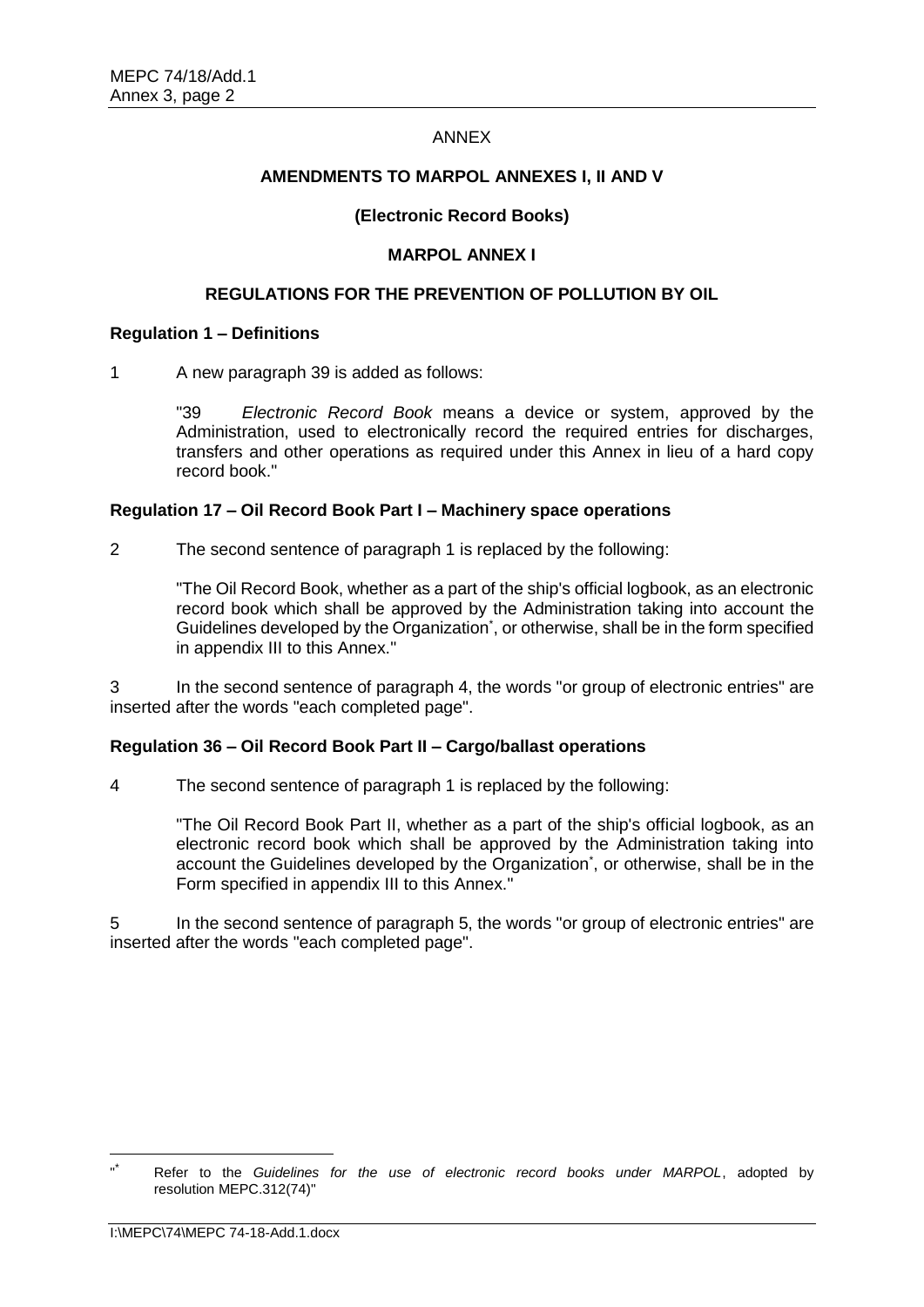ANNEX

**AMENDMENTS TO MARPOL ANNEXES I, II AND V**

**(Electronic Record Books)**

**MARPOL ANNEX I**

**REGULATIONS FOR THE PREVENTION OF POLLUTION BY OIL**

**Regulation 1 – Definitions**

1 A new paragraph 39 is added as follows:

> "39 *Electronic Record Book* means a device or system, approved by the Administration, used to electronically record the required entries for discharges, transfers and other operations as required under this Annex in lieu of a hard copy record book."

**Regulation 17 – Oil Record Book Part I – Machinery space operations**

2 The second sentence of paragraph 1 is replaced by the following:

> "The Oil Record Book, whether as a part of the ship's official logbook, as an electronic record book which shall be approved by the Administration taking into account the Guidelines developed by the Organization*, or otherwise, shall be in the form specified in appendix III to this Annex."

3 In the second sentence of paragraph 4, the words "or group of electronic entries" are inserted after the words "each completed page".

**Regulation 36 – Oil Record Book Part II – Cargo/ballast operations**

4 The second sentence of paragraph 1 is replaced by the following:

> "The Oil Record Book Part II, whether as a part of the ship's official logbook, as an electronic record book which shall be approved by the Administration taking into account the Guidelines developed by the Organization*, or otherwise, shall be in the Form specified in appendix III to this Annex."

5 In the second sentence of paragraph 5, the words "or group of electronic entries" are inserted after the words "each completed page".

---

"* Refer to the *Guidelines for the use of electronic record books under MARPOL*, adopted by resolution MEPC.312(74)"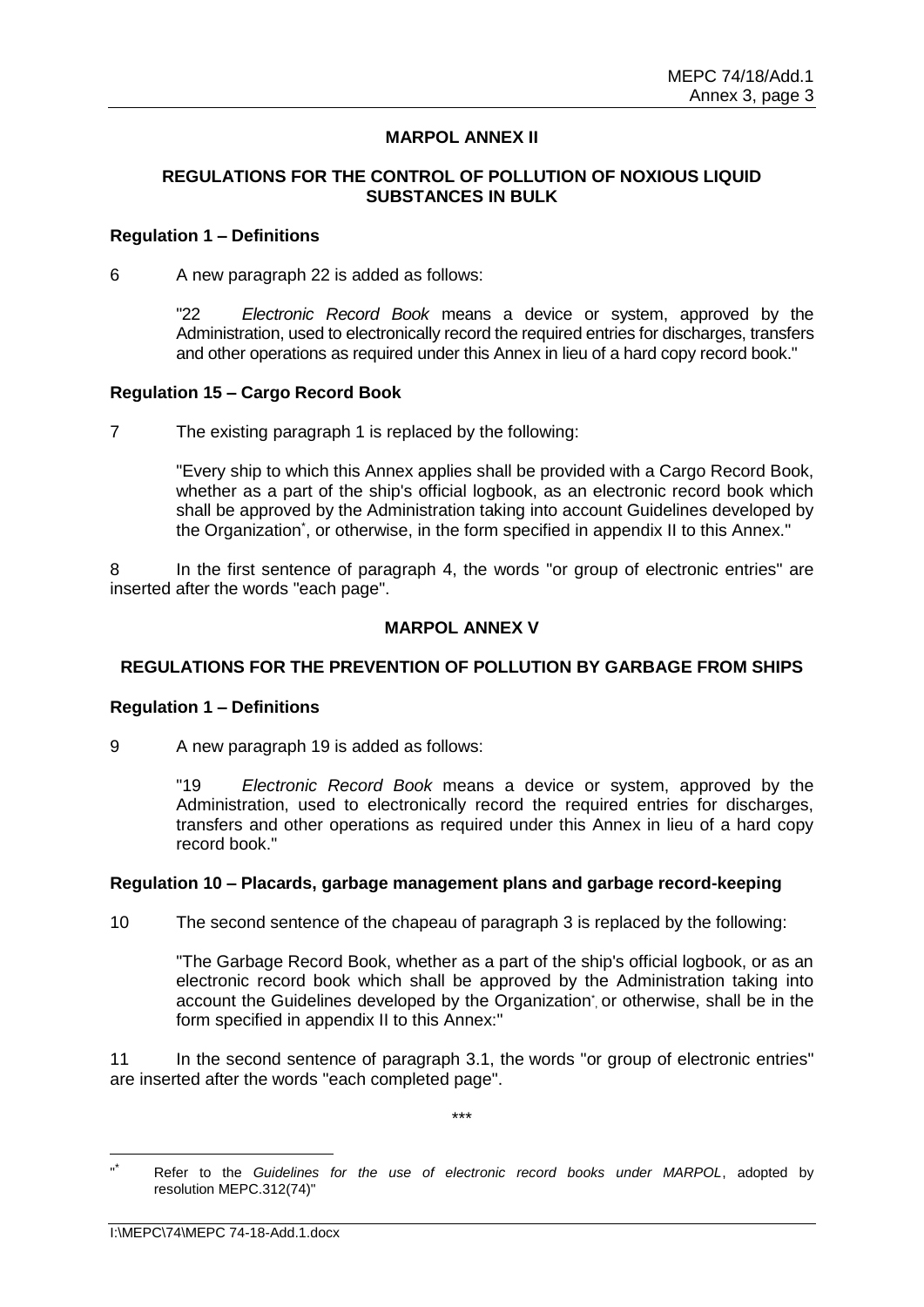## MARPOL ANNEX II

### REGULATIONS FOR THE CONTROL OF POLLUTION OF NOXIOUS LIQUID SUBSTANCES IN BULK

**Regulation 1 – Definitions**

6 A new paragraph 22 is added as follows:

> "22 *Electronic Record Book* means a device or system, approved by the Administration, used to electronically record the required entries for discharges, transfers and other operations as required under this Annex in lieu of a hard copy record book."

**Regulation 15 – Cargo Record Book**

7 The existing paragraph 1 is replaced by the following:

> "Every ship to which this Annex applies shall be provided with a Cargo Record Book, whether as a part of the ship's official logbook, as an electronic record book which shall be approved by the Administration taking into account Guidelines developed by the Organization*, or otherwise, in the form specified in appendix II to this Annex."

8 In the first sentence of paragraph 4, the words "or group of electronic entries" are inserted after the words "each page".

## MARPOL ANNEX V

### REGULATIONS FOR THE PREVENTION OF POLLUTION BY GARBAGE FROM SHIPS

**Regulation 1 – Definitions**

9 A new paragraph 19 is added as follows:

> "19 *Electronic Record Book* means a device or system, approved by the Administration, used to electronically record the required entries for discharges, transfers and other operations as required under this Annex in lieu of a hard copy record book."

**Regulation 10 – Placards, garbage management plans and garbage record-keeping**

10 The second sentence of the chapeau of paragraph 3 is replaced by the following:

> "The Garbage Record Book, whether as a part of the ship's official logbook, or as an electronic record book which shall be approved by the Administration taking into account the Guidelines developed by the Organization*, or otherwise, shall be in the form specified in appendix II to this Annex:"

11 In the second sentence of paragraph 3.1, the words "or group of electronic entries" are inserted after the words "each completed page".

\*\*\*

---

"* Refer to the *Guidelines for the use of electronic record books under MARPOL*, adopted by resolution MEPC.312(74)"